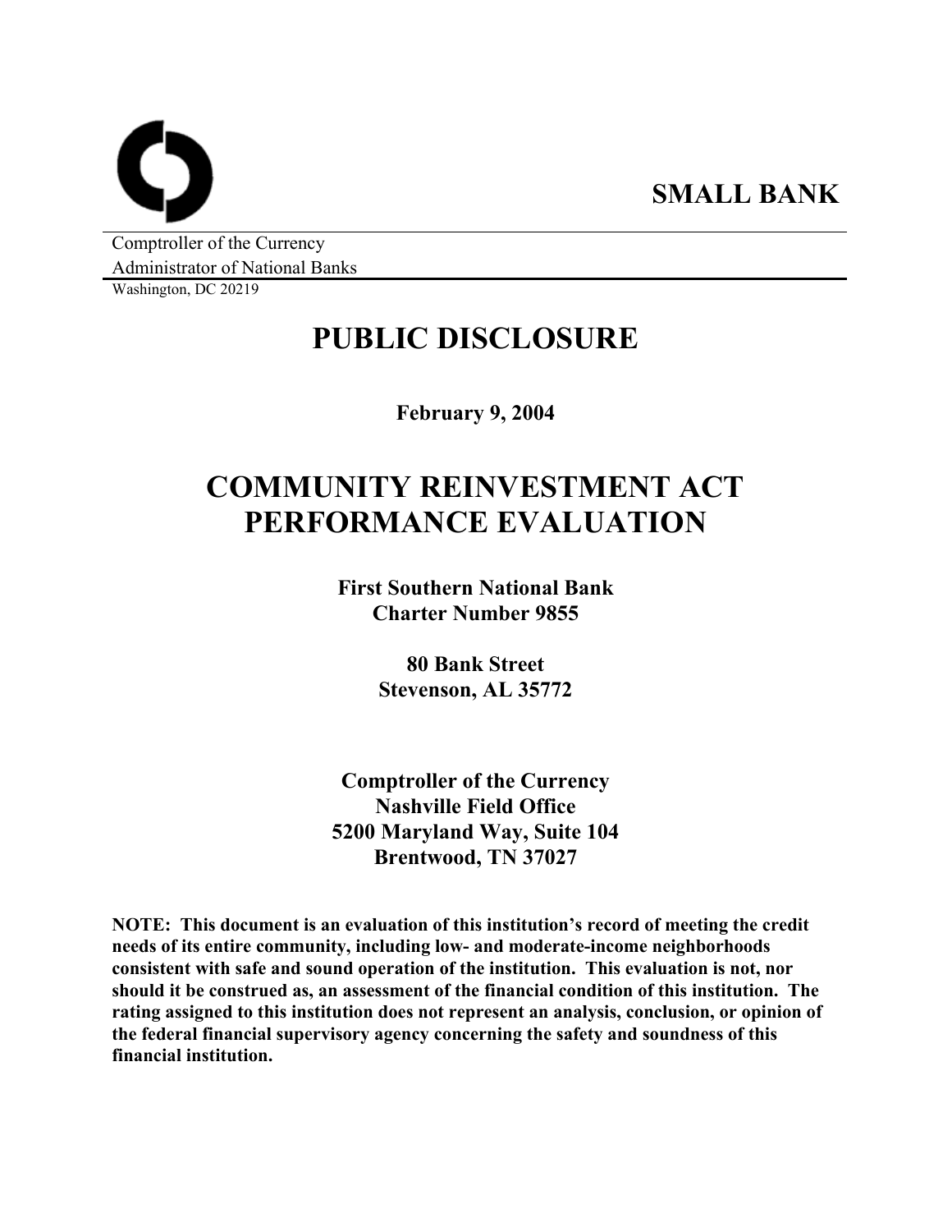**SMALL BANK**

Comptroller of the Currency
Administrator of National Banks
Washington, DC 20219

# PUBLIC DISCLOSURE

**February 9, 2004**

# COMMUNITY REINVESTMENT ACT PERFORMANCE EVALUATION

**First Southern National Bank**
**Charter Number 9855**

**80 Bank Street**
**Stevenson, AL 35772**

**Comptroller of the Currency**
**Nashville Field Office**
**5200 Maryland Way, Suite 104**
**Brentwood, TN 37027**

**NOTE: This document is an evaluation of this institution's record of meeting the credit needs of its entire community, including low- and moderate-income neighborhoods consistent with safe and sound operation of the institution. This evaluation is not, nor should it be construed as, an assessment of the financial condition of this institution. The rating assigned to this institution does not represent an analysis, conclusion, or opinion of the federal financial supervisory agency concerning the safety and soundness of this financial institution.**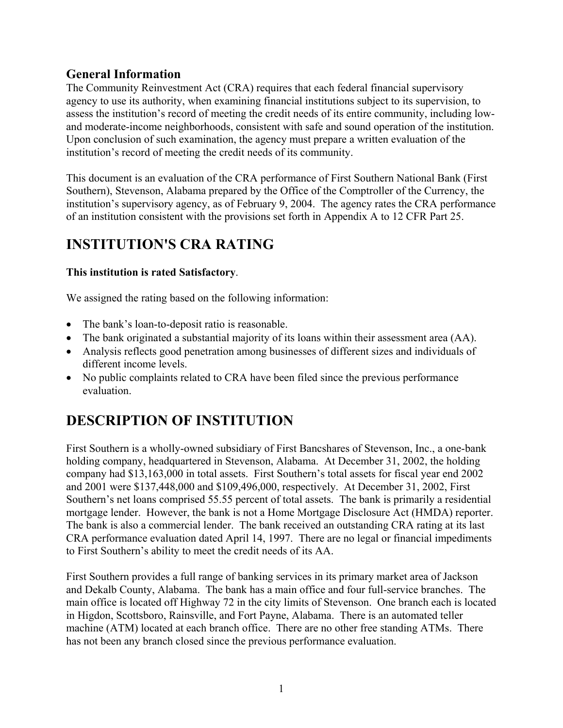## General Information

The Community Reinvestment Act (CRA) requires that each federal financial supervisory agency to use its authority, when examining financial institutions subject to its supervision, to assess the institution's record of meeting the credit needs of its entire community, including low- and moderate-income neighborhoods, consistent with safe and sound operation of the institution. Upon conclusion of such examination, the agency must prepare a written evaluation of the institution's record of meeting the credit needs of its community.

This document is an evaluation of the CRA performance of First Southern National Bank (First Southern), Stevenson, Alabama prepared by the Office of the Comptroller of the Currency, the institution's supervisory agency, as of February 9, 2004. The agency rates the CRA performance of an institution consistent with the provisions set forth in Appendix A to 12 CFR Part 25.

# INSTITUTION'S CRA RATING

**This institution is rated Satisfactory**.

We assigned the rating based on the following information:

- The bank's loan-to-deposit ratio is reasonable.
- The bank originated a substantial majority of its loans within their assessment area (AA).
- Analysis reflects good penetration among businesses of different sizes and individuals of different income levels.
- No public complaints related to CRA have been filed since the previous performance evaluation.

# DESCRIPTION OF INSTITUTION

First Southern is a wholly-owned subsidiary of First Bancshares of Stevenson, Inc., a one-bank holding company, headquartered in Stevenson, Alabama. At December 31, 2002, the holding company had $13,163,000 in total assets. First Southern's total assets for fiscal year end 2002 and 2001 were $137,448,000 and $109,496,000, respectively. At December 31, 2002, First Southern's net loans comprised 55.55 percent of total assets. The bank is primarily a residential mortgage lender. However, the bank is not a Home Mortgage Disclosure Act (HMDA) reporter. The bank is also a commercial lender. The bank received an outstanding CRA rating at its last CRA performance evaluation dated April 14, 1997. There are no legal or financial impediments to First Southern's ability to meet the credit needs of its AA.

First Southern provides a full range of banking services in its primary market area of Jackson and Dekalb County, Alabama. The bank has a main office and four full-service branches. The main office is located off Highway 72 in the city limits of Stevenson. One branch each is located in Higdon, Scottsboro, Rainsville, and Fort Payne, Alabama. There is an automated teller machine (ATM) located at each branch office. There are no other free standing ATMs. There has not been any branch closed since the previous performance evaluation.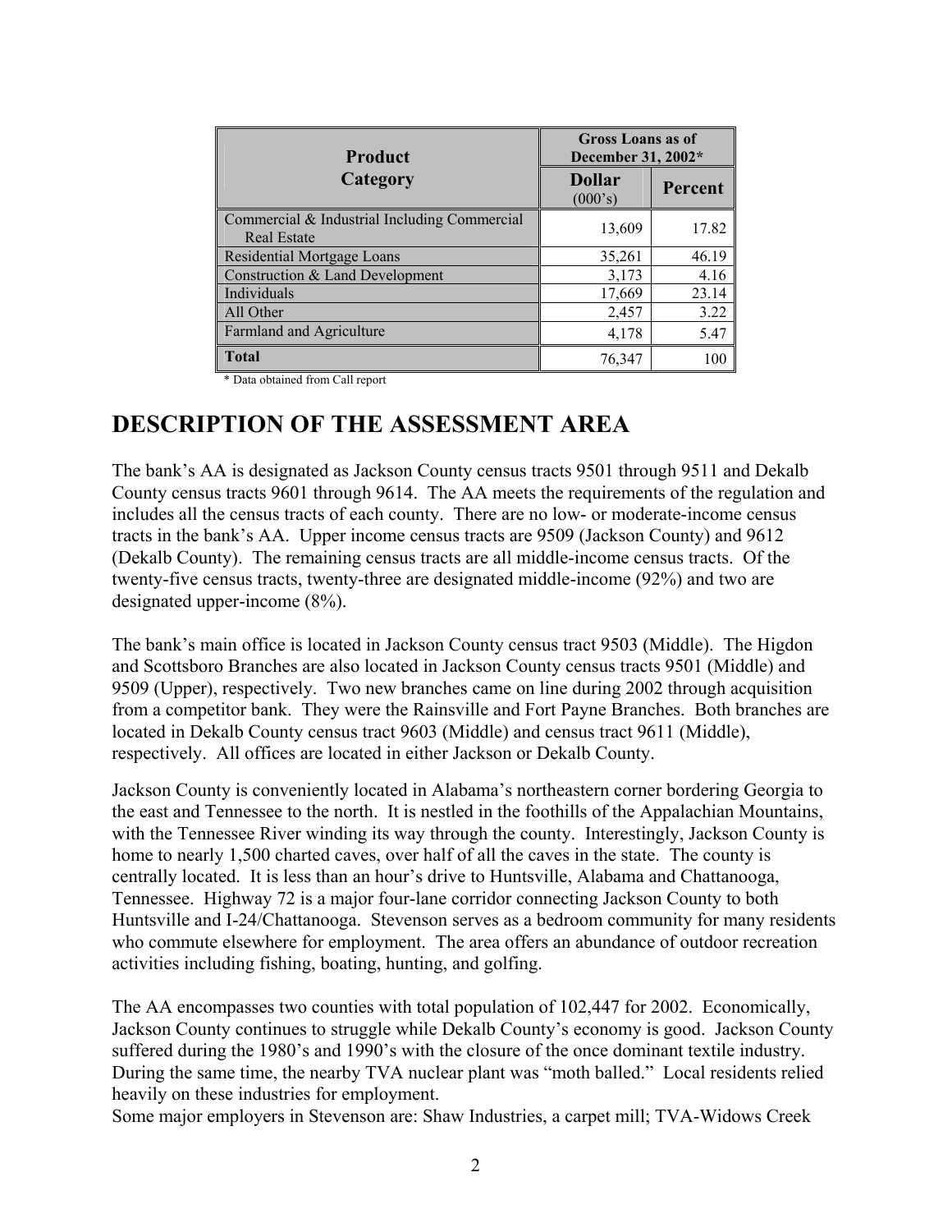| Product Category | Gross Loans as of December 31, 2002* | |
|---|---|---|
| | Dollar (000's) | Percent |
| Commercial & Industrial Including Commercial Real Estate | 13,609 | 17.82 |
| Residential Mortgage Loans | 35,261 | 46.19 |
| Construction & Land Development | 3,173 | 4.16 |
| Individuals | 17,669 | 23.14 |
| All Other | 2,457 | 3.22 |
| Farmland and Agriculture | 4,178 | 5.47 |
| **Total** | 76,347 | 100 |

* Data obtained from Call report

# DESCRIPTION OF THE ASSESSMENT AREA

The bank's AA is designated as Jackson County census tracts 9501 through 9511 and Dekalb County census tracts 9601 through 9614. The AA meets the requirements of the regulation and includes all the census tracts of each county. There are no low- or moderate-income census tracts in the bank's AA. Upper income census tracts are 9509 (Jackson County) and 9612 (Dekalb County). The remaining census tracts are all middle-income census tracts. Of the twenty-five census tracts, twenty-three are designated middle-income (92%) and two are designated upper-income (8%).

The bank's main office is located in Jackson County census tract 9503 (Middle). The Higdon and Scottsboro Branches are also located in Jackson County census tracts 9501 (Middle) and 9509 (Upper), respectively. Two new branches came on line during 2002 through acquisition from a competitor bank. They were the Rainsville and Fort Payne Branches. Both branches are located in Dekalb County census tract 9603 (Middle) and census tract 9611 (Middle), respectively. All offices are located in either Jackson or Dekalb County.

Jackson County is conveniently located in Alabama's northeastern corner bordering Georgia to the east and Tennessee to the north. It is nestled in the foothills of the Appalachian Mountains, with the Tennessee River winding its way through the county. Interestingly, Jackson County is home to nearly 1,500 charted caves, over half of all the caves in the state. The county is centrally located. It is less than an hour's drive to Huntsville, Alabama and Chattanooga, Tennessee. Highway 72 is a major four-lane corridor connecting Jackson County to both Huntsville and I-24/Chattanooga. Stevenson serves as a bedroom community for many residents who commute elsewhere for employment. The area offers an abundance of outdoor recreation activities including fishing, boating, hunting, and golfing.

The AA encompasses two counties with total population of 102,447 for 2002. Economically, Jackson County continues to struggle while Dekalb County's economy is good. Jackson County suffered during the 1980's and 1990's with the closure of the once dominant textile industry. During the same time, the nearby TVA nuclear plant was "moth balled." Local residents relied heavily on these industries for employment.

Some major employers in Stevenson are: Shaw Industries, a carpet mill; TVA-Widows Creek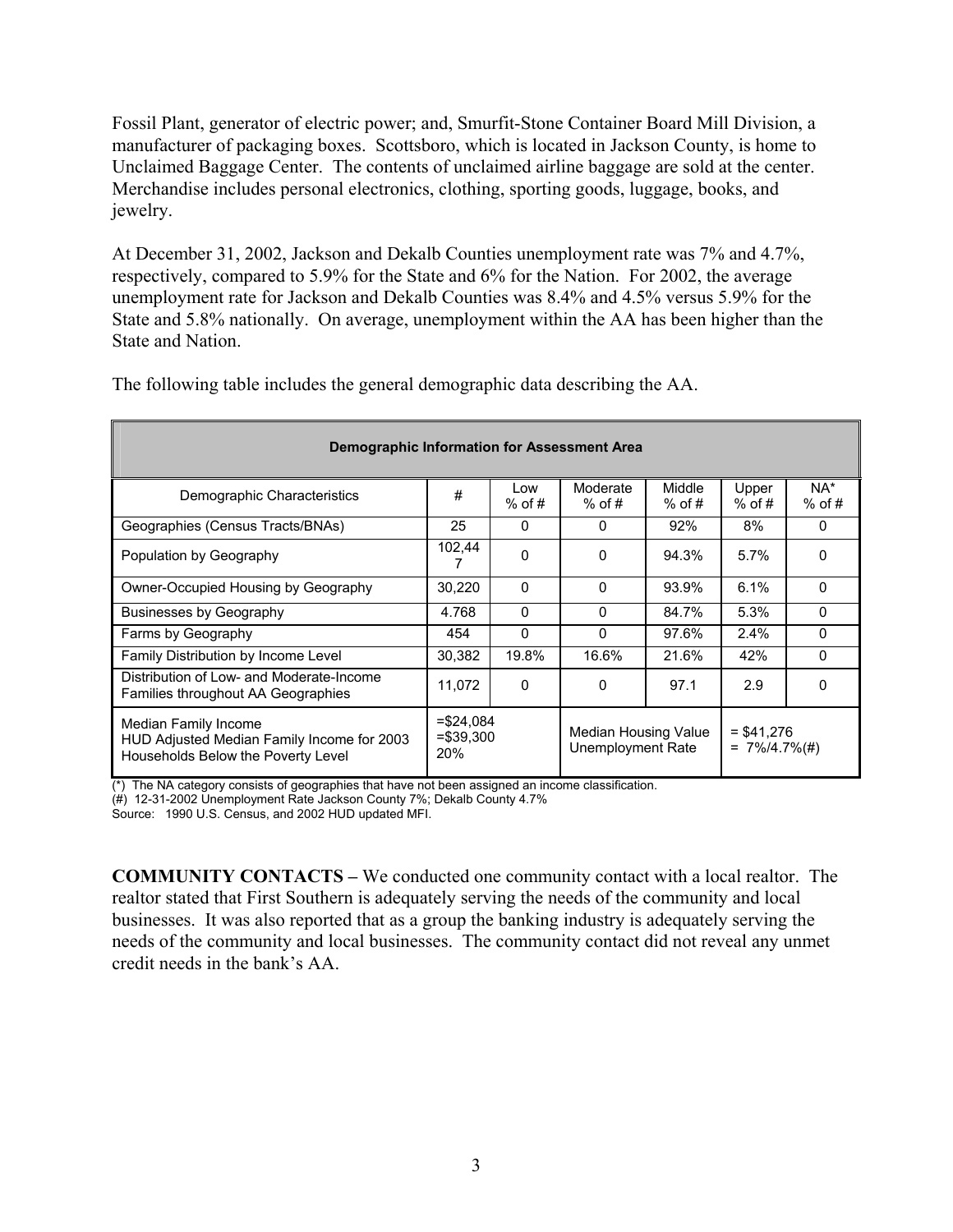Fossil Plant, generator of electric power; and, Smurfit-Stone Container Board Mill Division, a manufacturer of packaging boxes. Scottsboro, which is located in Jackson County, is home to Unclaimed Baggage Center. The contents of unclaimed airline baggage are sold at the center. Merchandise includes personal electronics, clothing, sporting goods, luggage, books, and jewelry.

At December 31, 2002, Jackson and Dekalb Counties unemployment rate was 7% and 4.7%, respectively, compared to 5.9% for the State and 6% for the Nation. For 2002, the average unemployment rate for Jackson and Dekalb Counties was 8.4% and 4.5% versus 5.9% for the State and 5.8% nationally. On average, unemployment within the AA has been higher than the State and Nation.

The following table includes the general demographic data describing the AA.

| Demographic Information for Assessment Area | | | | | | |
|---|---|---|---|---|---|---|
| Demographic Characteristics | # | Low % of # | Moderate % of # | Middle % of # | Upper % of # | NA* % of # |
| Geographies (Census Tracts/BNAs) | 25 | 0 | 0 | 92% | 8% | 0 |
| Population by Geography | 102,447 | 0 | 0 | 94.3% | 5.7% | 0 |
| Owner-Occupied Housing by Geography | 30,220 | 0 | 0 | 93.9% | 6.1% | 0 |
| Businesses by Geography | 4.768 | 0 | 0 | 84.7% | 5.3% | 0 |
| Farms by Geography | 454 | 0 | 0 | 97.6% | 2.4% | 0 |
| Family Distribution by Income Level | 30,382 | 19.8% | 16.6% | 21.6% | 42% | 0 |
| Distribution of Low- and Moderate-Income Families throughout AA Geographies | 11,072 | 0 | 0 | 97.1 | 2.9 | 0 |
| Median Family Income<br>HUD Adjusted Median Family Income for 2003<br>Households Below the Poverty Level | =$24,084<br>=$39,300<br>20% | | Median Housing Value<br>Unemployment Rate | | = $41,276<br>= 7%/4.7%(#) | |

(*) The NA category consists of geographies that have not been assigned an income classification.
(#) 12-31-2002 Unemployment Rate Jackson County 7%; Dekalb County 4.7%
Source: 1990 U.S. Census, and 2002 HUD updated MFI.

**COMMUNITY CONTACTS –** We conducted one community contact with a local realtor. The realtor stated that First Southern is adequately serving the needs of the community and local businesses. It was also reported that as a group the banking industry is adequately serving the needs of the community and local businesses. The community contact did not reveal any unmet credit needs in the bank's AA.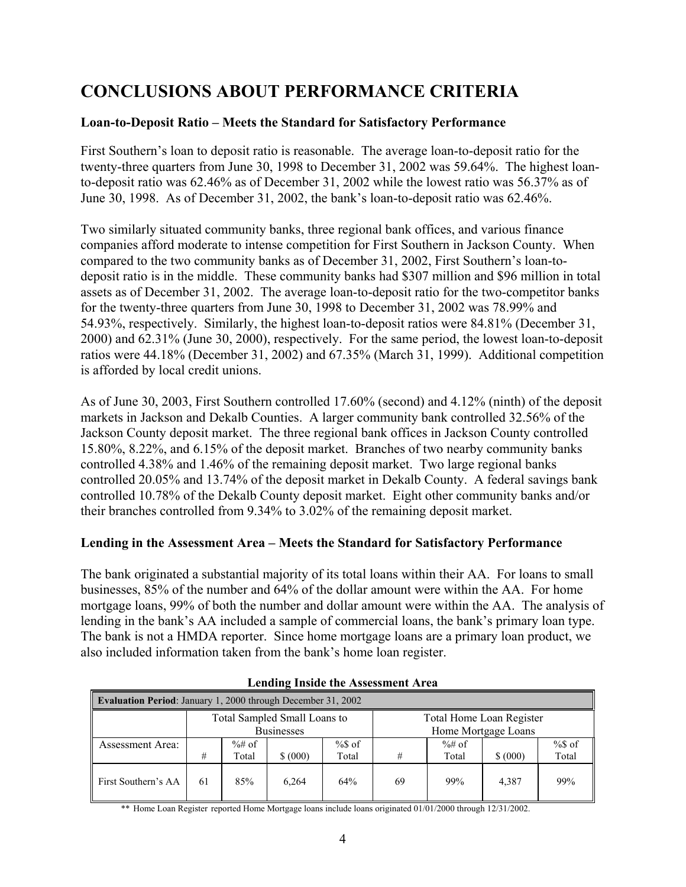# CONCLUSIONS ABOUT PERFORMANCE CRITERIA

### Loan-to-Deposit Ratio – Meets the Standard for Satisfactory Performance

First Southern's loan to deposit ratio is reasonable. The average loan-to-deposit ratio for the twenty-three quarters from June 30, 1998 to December 31, 2002 was 59.64%. The highest loan-to-deposit ratio was 62.46% as of December 31, 2002 while the lowest ratio was 56.37% as of June 30, 1998. As of December 31, 2002, the bank's loan-to-deposit ratio was 62.46%.

Two similarly situated community banks, three regional bank offices, and various finance companies afford moderate to intense competition for First Southern in Jackson County. When compared to the two community banks as of December 31, 2002, First Southern's loan-to-deposit ratio is in the middle. These community banks had $307 million and $96 million in total assets as of December 31, 2002. The average loan-to-deposit ratio for the two-competitor banks for the twenty-three quarters from June 30, 1998 to December 31, 2002 was 78.99% and 54.93%, respectively. Similarly, the highest loan-to-deposit ratios were 84.81% (December 31, 2000) and 62.31% (June 30, 2000), respectively. For the same period, the lowest loan-to-deposit ratios were 44.18% (December 31, 2002) and 67.35% (March 31, 1999). Additional competition is afforded by local credit unions.

As of June 30, 2003, First Southern controlled 17.60% (second) and 4.12% (ninth) of the deposit markets in Jackson and Dekalb Counties. A larger community bank controlled 32.56% of the Jackson County deposit market. The three regional bank offices in Jackson County controlled 15.80%, 8.22%, and 6.15% of the deposit market. Branches of two nearby community banks controlled 4.38% and 1.46% of the remaining deposit market. Two large regional banks controlled 20.05% and 13.74% of the deposit market in Dekalb County. A federal savings bank controlled 10.78% of the Dekalb County deposit market. Eight other community banks and/or their branches controlled from 9.34% to 3.02% of the remaining deposit market.

### Lending in the Assessment Area – Meets the Standard for Satisfactory Performance

The bank originated a substantial majority of its total loans within their AA. For loans to small businesses, 85% of the number and 64% of the dollar amount were within the AA. For home mortgage loans, 99% of both the number and dollar amount were within the AA. The analysis of lending in the bank's AA included a sample of commercial loans, the bank's primary loan type. The bank is not a HMDA reporter. Since home mortgage loans are a primary loan product, we also included information taken from the bank's home loan register.

**Lending Inside the Assessment Area**

| Evaluation Period: January 1, 2000 through December 31, 2002 | | | | | | | | |
|---|---|---|---|---|---|---|---|---|
| | Total Sampled Small Loans to Businesses | | | | Total Home Loan Register Home Mortgage Loans | | | |
| Assessment Area: | # | %# of Total | $ (000) | %$ of Total | # | %# of Total | $ (000) | %$ of Total |
| First Southern's AA | 61 | 85% | 6,264 | 64% | 69 | 99% | 4,387 | 99% |

** Home Loan Register reported Home Mortgage loans include loans originated 01/01/2000 through 12/31/2002.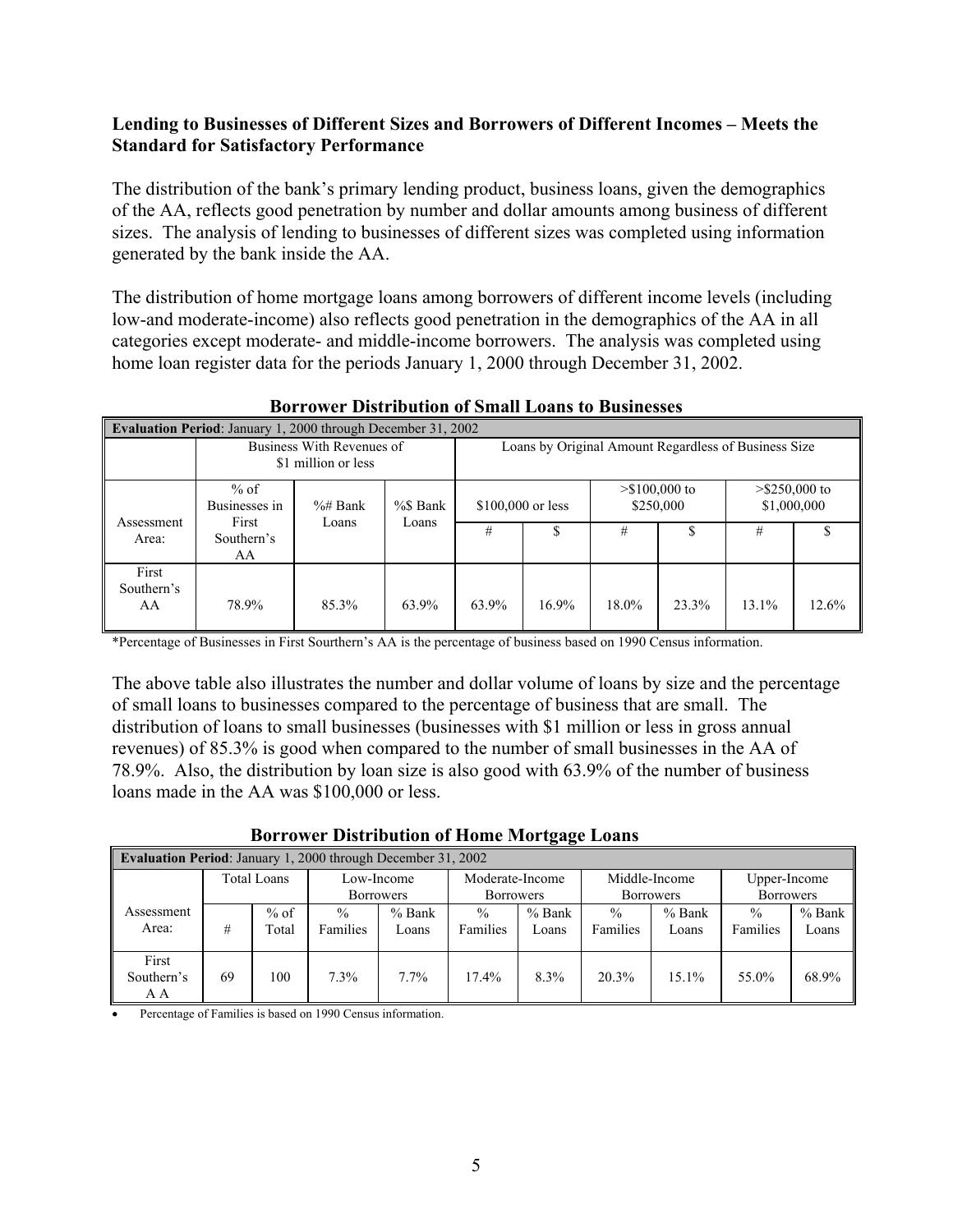**Lending to Businesses of Different Sizes and Borrowers of Different Incomes – Meets the Standard for Satisfactory Performance**

The distribution of the bank's primary lending product, business loans, given the demographics of the AA, reflects good penetration by number and dollar amounts among business of different sizes. The analysis of lending to businesses of different sizes was completed using information generated by the bank inside the AA.

The distribution of home mortgage loans among borrowers of different income levels (including low-and moderate-income) also reflects good penetration in the demographics of the AA in all categories except moderate- and middle-income borrowers. The analysis was completed using home loan register data for the periods January 1, 2000 through December 31, 2002.

**Borrower Distribution of Small Loans to Businesses**

| **Evaluation Period**: January 1, 2000 through December 31, 2002 | | | | | | | | | |
|---|---|---|---|---|---|---|---|---|---|
| | Business With Revenues of $1 million or less | | | Loans by Original Amount Regardless of Business Size | | | | | |
| Assessment Area: | % of Businesses in First Southern's AA | %# Bank Loans | %$ Bank Loans | $100,000 or less | | >$100,000 to $250,000 | | >$250,000 to $1,000,000 | |
| | | | | # | $ | # | $ | # | $ |
| First Southern's AA | 78.9% | 85.3% | 63.9% | 63.9% | 16.9% | 18.0% | 23.3% | 13.1% | 12.6% |

*Percentage of Businesses in First Sourthern's AA is the percentage of business based on 1990 Census information.

The above table also illustrates the number and dollar volume of loans by size and the percentage of small loans to businesses compared to the percentage of business that are small. The distribution of loans to small businesses (businesses with $1 million or less in gross annual revenues) of 85.3% is good when compared to the number of small businesses in the AA of 78.9%. Also, the distribution by loan size is also good with 63.9% of the number of business loans made in the AA was $100,000 or less.

**Borrower Distribution of Home Mortgage Loans**

| **Evaluation Period**: January 1, 2000 through December 31, 2002 | | | | | | | | | | |
|---|---|---|---|---|---|---|---|---|---|---|
| | Total Loans | | Low-Income Borrowers | | Moderate-Income Borrowers | | Middle-Income Borrowers | | Upper-Income Borrowers | |
| Assessment Area: | # | % of Total | % Families | % Bank Loans | % Families | % Bank Loans | % Families | % Bank Loans | % Families | % Bank Loans |
| First Southern's A A | 69 | 100 | 7.3% | 7.7% | 17.4% | 8.3% | 20.3% | 15.1% | 55.0% | 68.9% |

- Percentage of Families is based on 1990 Census information.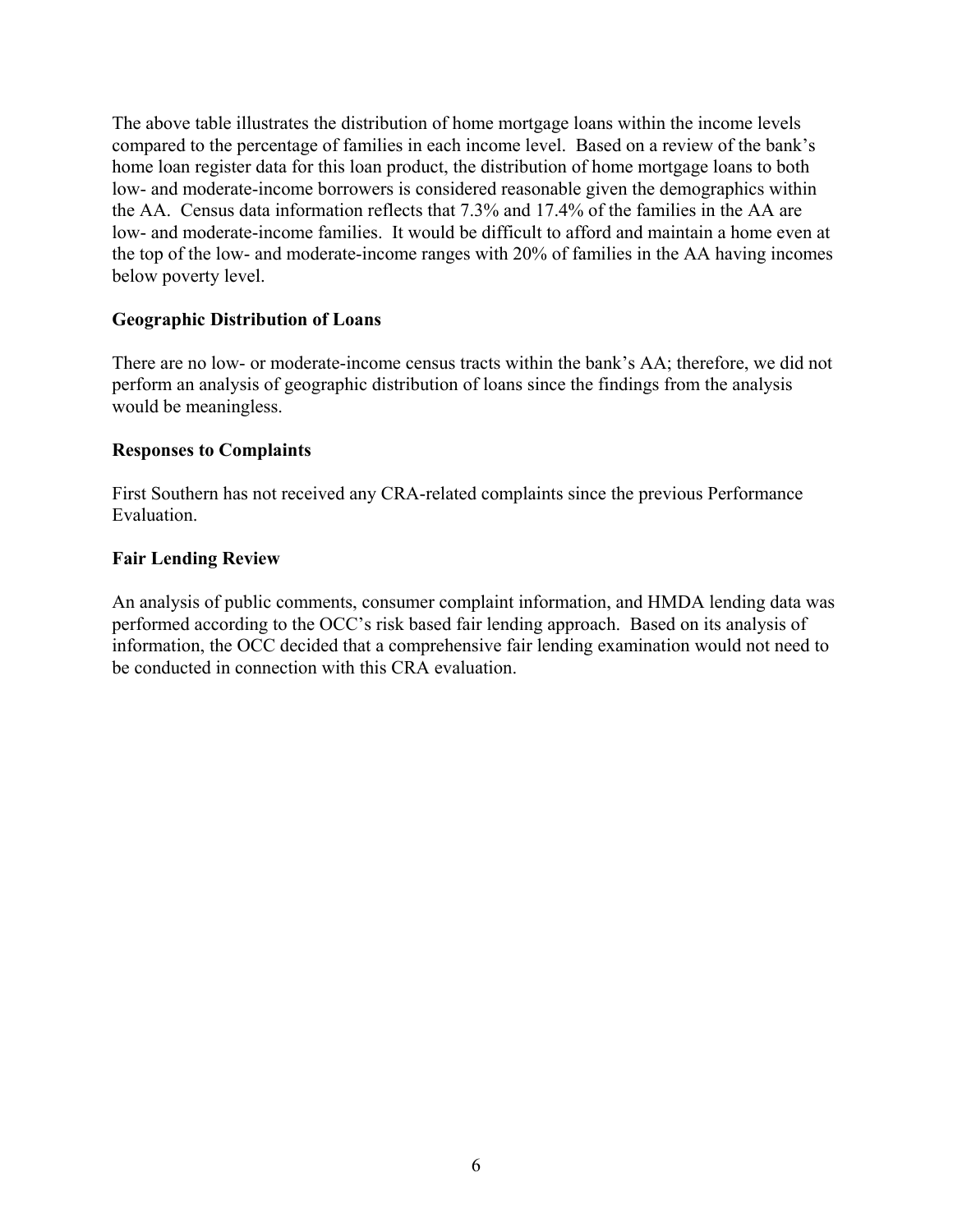The above table illustrates the distribution of home mortgage loans within the income levels compared to the percentage of families in each income level. Based on a review of the bank's home loan register data for this loan product, the distribution of home mortgage loans to both low- and moderate-income borrowers is considered reasonable given the demographics within the AA. Census data information reflects that 7.3% and 17.4% of the families in the AA are low- and moderate-income families. It would be difficult to afford and maintain a home even at the top of the low- and moderate-income ranges with 20% of families in the AA having incomes below poverty level.

**Geographic Distribution of Loans**

There are no low- or moderate-income census tracts within the bank's AA; therefore, we did not perform an analysis of geographic distribution of loans since the findings from the analysis would be meaningless.

**Responses to Complaints**

First Southern has not received any CRA-related complaints since the previous Performance Evaluation.

**Fair Lending Review**

An analysis of public comments, consumer complaint information, and HMDA lending data was performed according to the OCC's risk based fair lending approach. Based on its analysis of information, the OCC decided that a comprehensive fair lending examination would not need to be conducted in connection with this CRA evaluation.